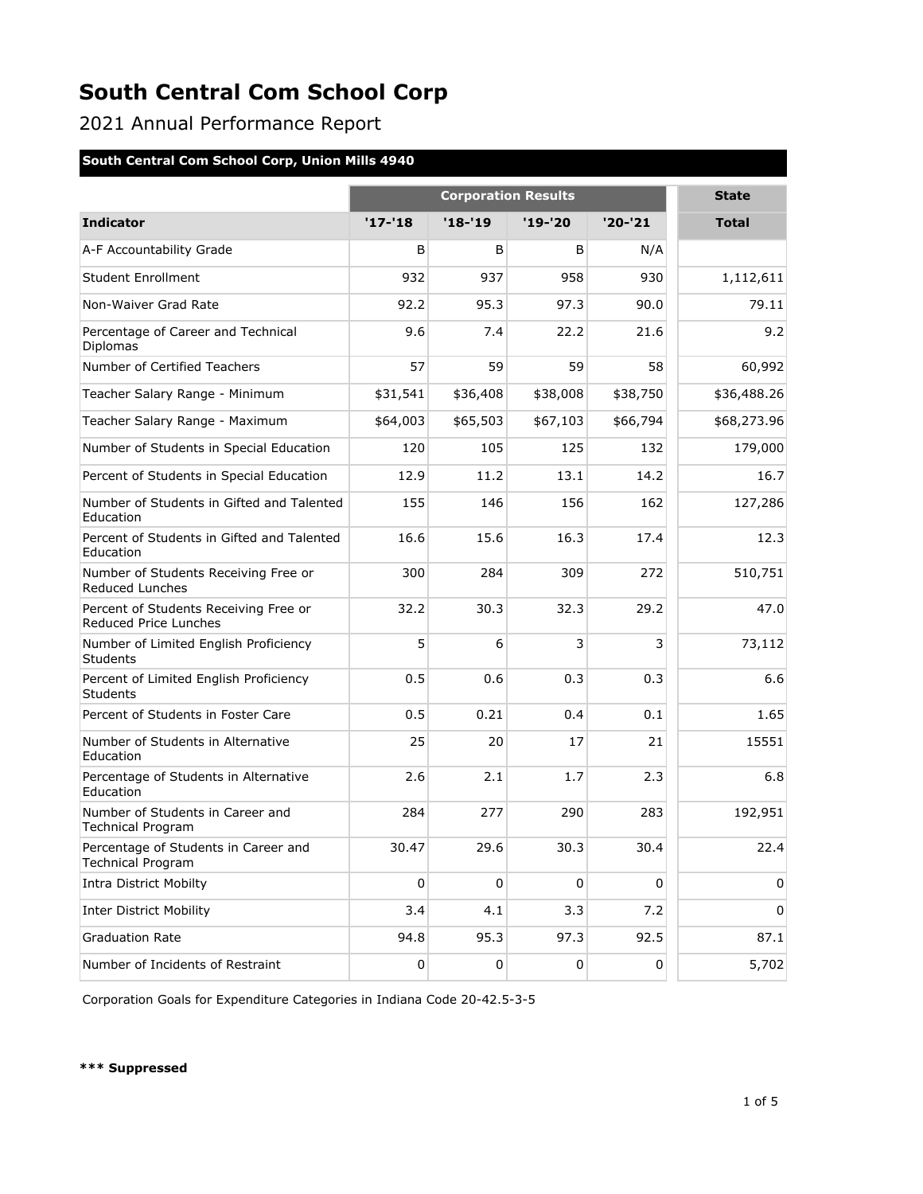# South Central Com School Corp

## 2021 Annual Performance Report

**South Central Com School Corp, Union Mills 4940**

| | Corporation Results | | | | State |
|---|---|---|---|---|---|
| **Indicator** | **'17-'18** | **'18-'19** | **'19-'20** | **'20-'21** | **Total** |
| A-F Accountability Grade | B | B | B | N/A | |
| Student Enrollment | 932 | 937 | 958 | 930 | 1,112,611 |
| Non-Waiver Grad Rate | 92.2 | 95.3 | 97.3 | 90.0 | 79.11 |
| Percentage of Career and Technical Diplomas | 9.6 | 7.4 | 22.2 | 21.6 | 9.2 |
| Number of Certified Teachers | 57 | 59 | 59 | 58 | 60,992 |
| Teacher Salary Range - Minimum | $31,541 | $36,408 | $38,008 | $38,750 | $36,488.26 |
| Teacher Salary Range - Maximum | $64,003 | $65,503 | $67,103 | $66,794 | $68,273.96 |
| Number of Students in Special Education | 120 | 105 | 125 | 132 | 179,000 |
| Percent of Students in Special Education | 12.9 | 11.2 | 13.1 | 14.2 | 16.7 |
| Number of Students in Gifted and Talented Education | 155 | 146 | 156 | 162 | 127,286 |
| Percent of Students in Gifted and Talented Education | 16.6 | 15.6 | 16.3 | 17.4 | 12.3 |
| Number of Students Receiving Free or Reduced Lunches | 300 | 284 | 309 | 272 | 510,751 |
| Percent of Students Receiving Free or Reduced Price Lunches | 32.2 | 30.3 | 32.3 | 29.2 | 47.0 |
| Number of Limited English Proficiency Students | 5 | 6 | 3 | 3 | 73,112 |
| Percent of Limited English Proficiency Students | 0.5 | 0.6 | 0.3 | 0.3 | 6.6 |
| Percent of Students in Foster Care | 0.5 | 0.21 | 0.4 | 0.1 | 1.65 |
| Number of Students in Alternative Education | 25 | 20 | 17 | 21 | 15551 |
| Percentage of Students in Alternative Education | 2.6 | 2.1 | 1.7 | 2.3 | 6.8 |
| Number of Students in Career and Technical Program | 284 | 277 | 290 | 283 | 192,951 |
| Percentage of Students in Career and Technical Program | 30.47 | 29.6 | 30.3 | 30.4 | 22.4 |
| Intra District Mobilty | 0 | 0 | 0 | 0 | 0 |
| Inter District Mobility | 3.4 | 4.1 | 3.3 | 7.2 | 0 |
| Graduation Rate | 94.8 | 95.3 | 97.3 | 92.5 | 87.1 |
| Number of Incidents of Restraint | 0 | 0 | 0 | 0 | 5,702 |

Corporation Goals for Expenditure Categories in Indiana Code 20-42.5-3-5

**\*\*\* Suppressed**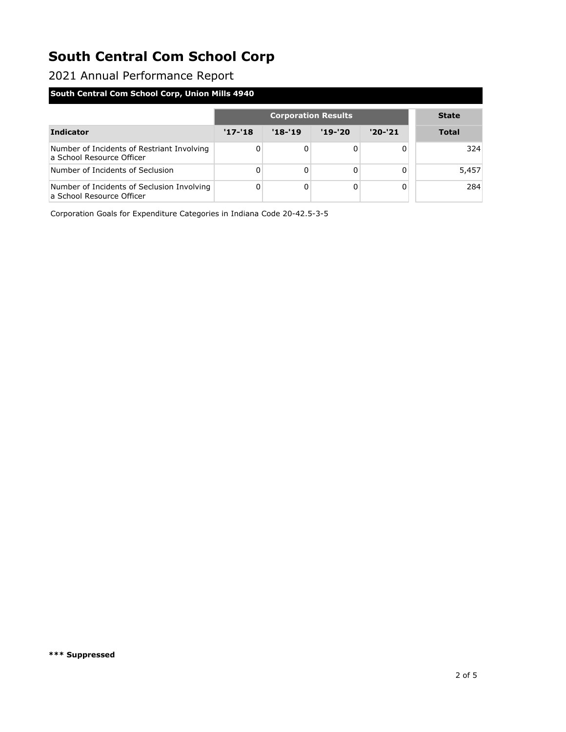# South Central Com School Corp

2021 Annual Performance Report

**South Central Com School Corp, Union Mills 4940**

| | Corporation Results | | | | State |
|---|---|---|---|---|---|
| **Indicator** | **'17-'18** | **'18-'19** | **'19-'20** | **'20-'21** | **Total** |
| Number of Incidents of Restriant Involving a School Resource Officer | 0 | 0 | 0 | 0 | 324 |
| Number of Incidents of Seclusion | 0 | 0 | 0 | 0 | 5,457 |
| Number of Incidents of Seclusion Involving a School Resource Officer | 0 | 0 | 0 | 0 | 284 |

Corporation Goals for Expenditure Categories in Indiana Code 20-42.5-3-5

**\*\*\* Suppressed**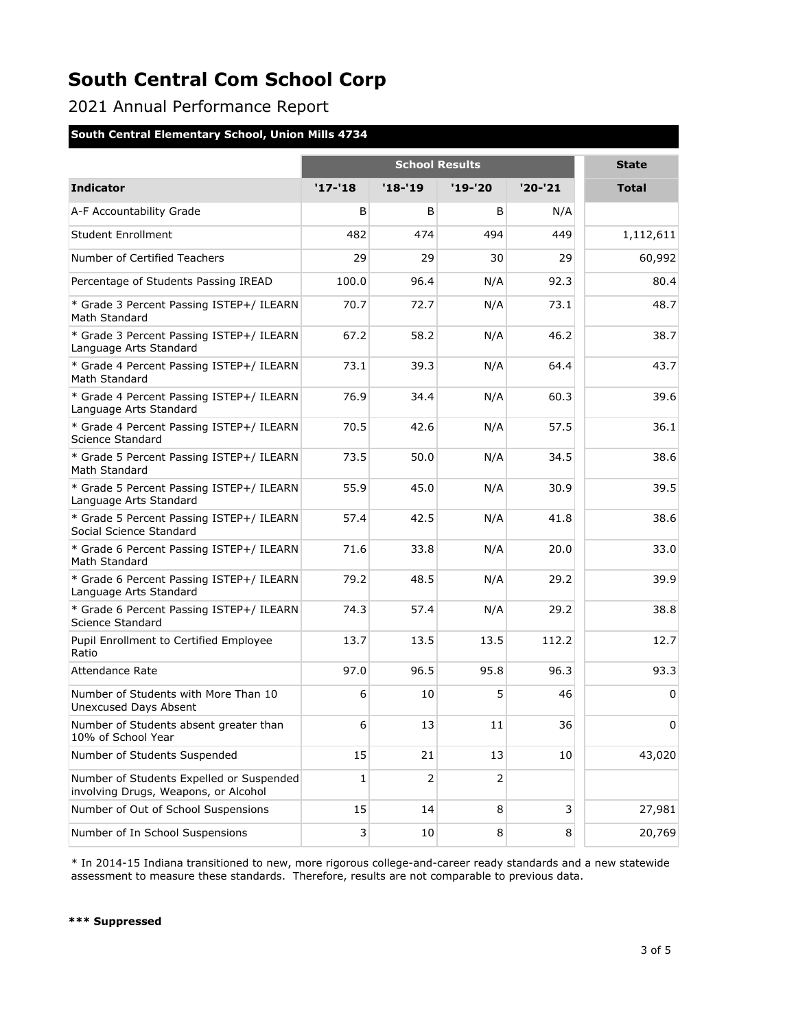# South Central Com School Corp

2021 Annual Performance Report

**South Central Elementary School, Union Mills 4734**

| | School Results | | | | State |
|---|---|---|---|---|---|
| **Indicator** | **'17-'18** | **'18-'19** | **'19-'20** | **'20-'21** | **Total** |
| A-F Accountability Grade | B | B | B | N/A | |
| Student Enrollment | 482 | 474 | 494 | 449 | 1,112,611 |
| Number of Certified Teachers | 29 | 29 | 30 | 29 | 60,992 |
| Percentage of Students Passing IREAD | 100.0 | 96.4 | N/A | 92.3 | 80.4 |
| * Grade 3 Percent Passing ISTEP+/ ILEARN Math Standard | 70.7 | 72.7 | N/A | 73.1 | 48.7 |
| * Grade 3 Percent Passing ISTEP+/ ILEARN Language Arts Standard | 67.2 | 58.2 | N/A | 46.2 | 38.7 |
| * Grade 4 Percent Passing ISTEP+/ ILEARN Math Standard | 73.1 | 39.3 | N/A | 64.4 | 43.7 |
| * Grade 4 Percent Passing ISTEP+/ ILEARN Language Arts Standard | 76.9 | 34.4 | N/A | 60.3 | 39.6 |
| * Grade 4 Percent Passing ISTEP+/ ILEARN Science Standard | 70.5 | 42.6 | N/A | 57.5 | 36.1 |
| * Grade 5 Percent Passing ISTEP+/ ILEARN Math Standard | 73.5 | 50.0 | N/A | 34.5 | 38.6 |
| * Grade 5 Percent Passing ISTEP+/ ILEARN Language Arts Standard | 55.9 | 45.0 | N/A | 30.9 | 39.5 |
| * Grade 5 Percent Passing ISTEP+/ ILEARN Social Science Standard | 57.4 | 42.5 | N/A | 41.8 | 38.6 |
| * Grade 6 Percent Passing ISTEP+/ ILEARN Math Standard | 71.6 | 33.8 | N/A | 20.0 | 33.0 |
| * Grade 6 Percent Passing ISTEP+/ ILEARN Language Arts Standard | 79.2 | 48.5 | N/A | 29.2 | 39.9 |
| * Grade 6 Percent Passing ISTEP+/ ILEARN Science Standard | 74.3 | 57.4 | N/A | 29.2 | 38.8 |
| Pupil Enrollment to Certified Employee Ratio | 13.7 | 13.5 | 13.5 | 112.2 | 12.7 |
| Attendance Rate | 97.0 | 96.5 | 95.8 | 96.3 | 93.3 |
| Number of Students with More Than 10 Unexcused Days Absent | 6 | 10 | 5 | 46 | 0 |
| Number of Students absent greater than 10% of School Year | 6 | 13 | 11 | 36 | 0 |
| Number of Students Suspended | 15 | 21 | 13 | 10 | 43,020 |
| Number of Students Expelled or Suspended involving Drugs, Weapons, or Alcohol | 1 | 2 | 2 | | |
| Number of Out of School Suspensions | 15 | 14 | 8 | 3 | 27,981 |
| Number of In School Suspensions | 3 | 10 | 8 | 8 | 20,769 |

* In 2014-15 Indiana transitioned to new, more rigorous college-and-career ready standards and a new statewide assessment to measure these standards. Therefore, results are not comparable to previous data.

**\*\*\* Suppressed**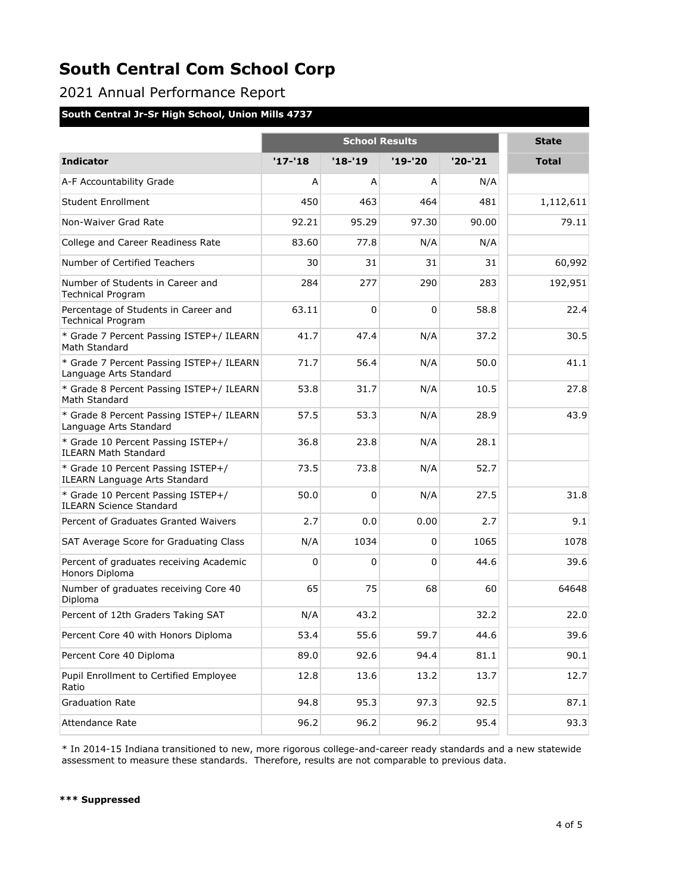# South Central Com School Corp

2021 Annual Performance Report

**South Central Jr-Sr High School, Union Mills 4737**

| | School Results | | | | State |
|---|---|---|---|---|---|
| **Indicator** | **'17-'18** | **'18-'19** | **'19-'20** | **'20-'21** | **Total** |
| A-F Accountability Grade | A | A | A | N/A | |
| Student Enrollment | 450 | 463 | 464 | 481 | 1,112,611 |
| Non-Waiver Grad Rate | 92.21 | 95.29 | 97.30 | 90.00 | 79.11 |
| College and Career Readiness Rate | 83.60 | 77.8 | N/A | N/A | |
| Number of Certified Teachers | 30 | 31 | 31 | 31 | 60,992 |
| Number of Students in Career and Technical Program | 284 | 277 | 290 | 283 | 192,951 |
| Percentage of Students in Career and Technical Program | 63.11 | 0 | 0 | 58.8 | 22.4 |
| * Grade 7 Percent Passing ISTEP+/ ILEARN Math Standard | 41.7 | 47.4 | N/A | 37.2 | 30.5 |
| * Grade 7 Percent Passing ISTEP+/ ILEARN Language Arts Standard | 71.7 | 56.4 | N/A | 50.0 | 41.1 |
| * Grade 8 Percent Passing ISTEP+/ ILEARN Math Standard | 53.8 | 31.7 | N/A | 10.5 | 27.8 |
| * Grade 8 Percent Passing ISTEP+/ ILEARN Language Arts Standard | 57.5 | 53.3 | N/A | 28.9 | 43.9 |
| * Grade 10 Percent Passing ISTEP+/ ILEARN Math Standard | 36.8 | 23.8 | N/A | 28.1 | |
| * Grade 10 Percent Passing ISTEP+/ ILEARN Language Arts Standard | 73.5 | 73.8 | N/A | 52.7 | |
| * Grade 10 Percent Passing ISTEP+/ ILEARN Science Standard | 50.0 | 0 | N/A | 27.5 | 31.8 |
| Percent of Graduates Granted Waivers | 2.7 | 0.0 | 0.00 | 2.7 | 9.1 |
| SAT Average Score for Graduating Class | N/A | 1034 | 0 | 1065 | 1078 |
| Percent of graduates receiving Academic Honors Diploma | 0 | 0 | 0 | 44.6 | 39.6 |
| Number of graduates receiving Core 40 Diploma | 65 | 75 | 68 | 60 | 64648 |
| Percent of 12th Graders Taking SAT | N/A | 43.2 | | 32.2 | 22.0 |
| Percent Core 40 with Honors Diploma | 53.4 | 55.6 | 59.7 | 44.6 | 39.6 |
| Percent Core 40 Diploma | 89.0 | 92.6 | 94.4 | 81.1 | 90.1 |
| Pupil Enrollment to Certified Employee Ratio | 12.8 | 13.6 | 13.2 | 13.7 | 12.7 |
| Graduation Rate | 94.8 | 95.3 | 97.3 | 92.5 | 87.1 |
| Attendance Rate | 96.2 | 96.2 | 96.2 | 95.4 | 93.3 |

* In 2014-15 Indiana transitioned to new, more rigorous college-and-career ready standards and a new statewide assessment to measure these standards. Therefore, results are not comparable to previous data.

**\*** Suppressed**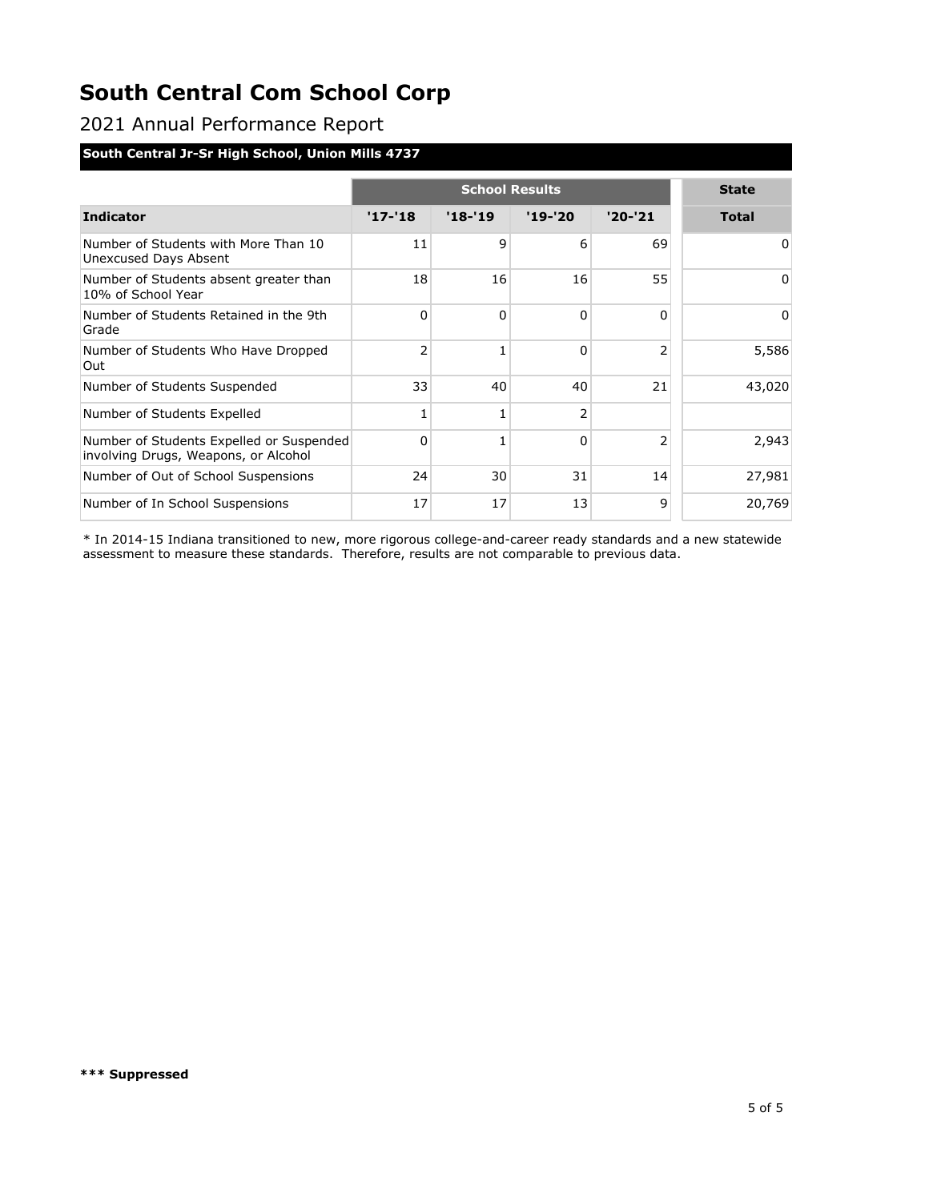# South Central Com School Corp

2021 Annual Performance Report

**South Central Jr-Sr High School, Union Mills 4737**

| | School Results | | | | State |
|---|---|---|---|---|---|
| **Indicator** | **'17-'18** | **'18-'19** | **'19-'20** | **'20-'21** | **Total** |
| Number of Students with More Than 10 Unexcused Days Absent | 11 | 9 | 6 | 69 | 0 |
| Number of Students absent greater than 10% of School Year | 18 | 16 | 16 | 55 | 0 |
| Number of Students Retained in the 9th Grade | 0 | 0 | 0 | 0 | 0 |
| Number of Students Who Have Dropped Out | 2 | 1 | 0 | 2 | 5,586 |
| Number of Students Suspended | 33 | 40 | 40 | 21 | 43,020 |
| Number of Students Expelled | 1 | 1 | 2 | | |
| Number of Students Expelled or Suspended involving Drugs, Weapons, or Alcohol | 0 | 1 | 0 | 2 | 2,943 |
| Number of Out of School Suspensions | 24 | 30 | 31 | 14 | 27,981 |
| Number of In School Suspensions | 17 | 17 | 13 | 9 | 20,769 |

* In 2014-15 Indiana transitioned to new, more rigorous college-and-career ready standards and a new statewide assessment to measure these standards. Therefore, results are not comparable to previous data.

**\*\*\* Suppressed**